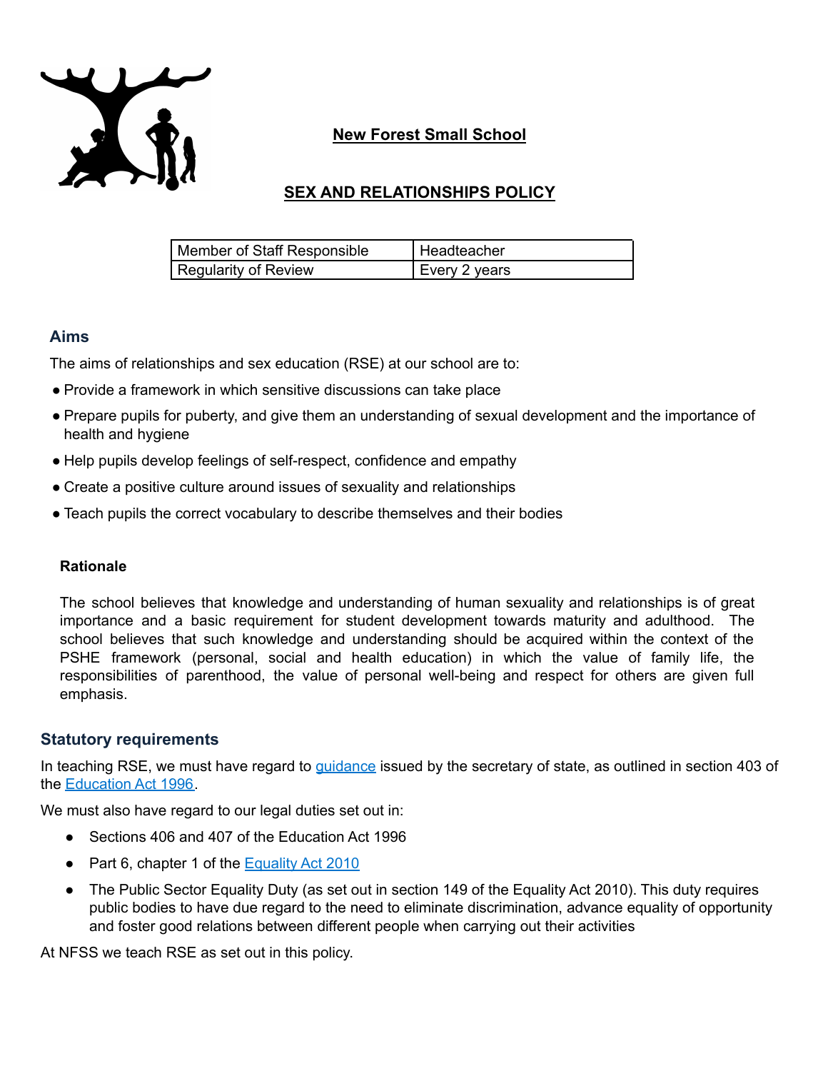# New Forest Small School

## SEX AND RELATIONSHIPS POLICY

| Member of Staff Responsible | Headteacher |
|---|---|
| Regularity of Review | Every 2 years |

## Aims

The aims of relationships and sex education (RSE) at our school are to:

- Provide a framework in which sensitive discussions can take place
- Prepare pupils for puberty, and give them an understanding of sexual development and the importance of health and hygiene
- Help pupils develop feelings of self-respect, confidence and empathy
- Create a positive culture around issues of sexuality and relationships
- Teach pupils the correct vocabulary to describe themselves and their bodies

### Rationale

The school believes that knowledge and understanding of human sexuality and relationships is of great importance and a basic requirement for student development towards maturity and adulthood. The school believes that such knowledge and understanding should be acquired within the context of the PSHE framework (personal, social and health education) in which the value of family life, the responsibilities of parenthood, the value of personal well-being and respect for others are given full emphasis.

## Statutory requirements

In teaching RSE, we must have regard to guidance issued by the secretary of state, as outlined in section 403 of the Education Act 1996.

We must also have regard to our legal duties set out in:

- Sections 406 and 407 of the Education Act 1996
- Part 6, chapter 1 of the Equality Act 2010
- The Public Sector Equality Duty (as set out in section 149 of the Equality Act 2010). This duty requires public bodies to have due regard to the need to eliminate discrimination, advance equality of opportunity and foster good relations between different people when carrying out their activities

At NFSS we teach RSE as set out in this policy.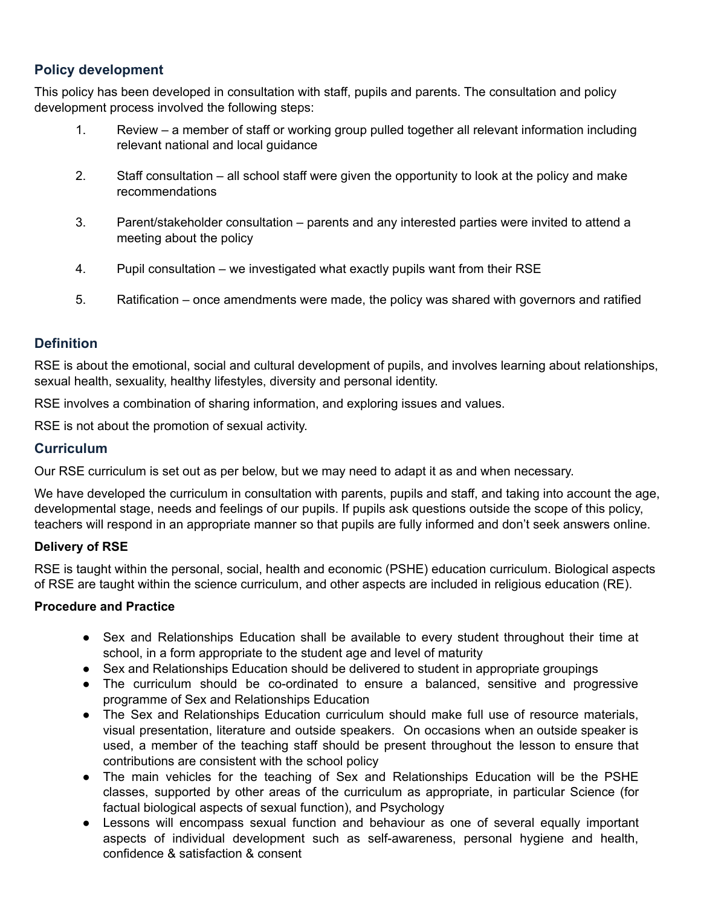## Policy development

This policy has been developed in consultation with staff, pupils and parents. The consultation and policy development process involved the following steps:

1. Review – a member of staff or working group pulled together all relevant information including relevant national and local guidance
2. Staff consultation – all school staff were given the opportunity to look at the policy and make recommendations
3. Parent/stakeholder consultation – parents and any interested parties were invited to attend a meeting about the policy
4. Pupil consultation – we investigated what exactly pupils want from their RSE
5. Ratification – once amendments were made, the policy was shared with governors and ratified

## Definition

RSE is about the emotional, social and cultural development of pupils, and involves learning about relationships, sexual health, sexuality, healthy lifestyles, diversity and personal identity.

RSE involves a combination of sharing information, and exploring issues and values.

RSE is not about the promotion of sexual activity.

## Curriculum

Our RSE curriculum is set out as per below, but we may need to adapt it as and when necessary.

We have developed the curriculum in consultation with parents, pupils and staff, and taking into account the age, developmental stage, needs and feelings of our pupils. If pupils ask questions outside the scope of this policy, teachers will respond in an appropriate manner so that pupils are fully informed and don't seek answers online.

**Delivery of RSE**

RSE is taught within the personal, social, health and economic (PSHE) education curriculum. Biological aspects of RSE are taught within the science curriculum, and other aspects are included in religious education (RE).

**Procedure and Practice**

- Sex and Relationships Education shall be available to every student throughout their time at school, in a form appropriate to the student age and level of maturity
- Sex and Relationships Education should be delivered to student in appropriate groupings
- The curriculum should be co-ordinated to ensure a balanced, sensitive and progressive programme of Sex and Relationships Education
- The Sex and Relationships Education curriculum should make full use of resource materials, visual presentation, literature and outside speakers. On occasions when an outside speaker is used, a member of the teaching staff should be present throughout the lesson to ensure that contributions are consistent with the school policy
- The main vehicles for the teaching of Sex and Relationships Education will be the PSHE classes, supported by other areas of the curriculum as appropriate, in particular Science (for factual biological aspects of sexual function), and Psychology
- Lessons will encompass sexual function and behaviour as one of several equally important aspects of individual development such as self-awareness, personal hygiene and health, confidence & satisfaction & consent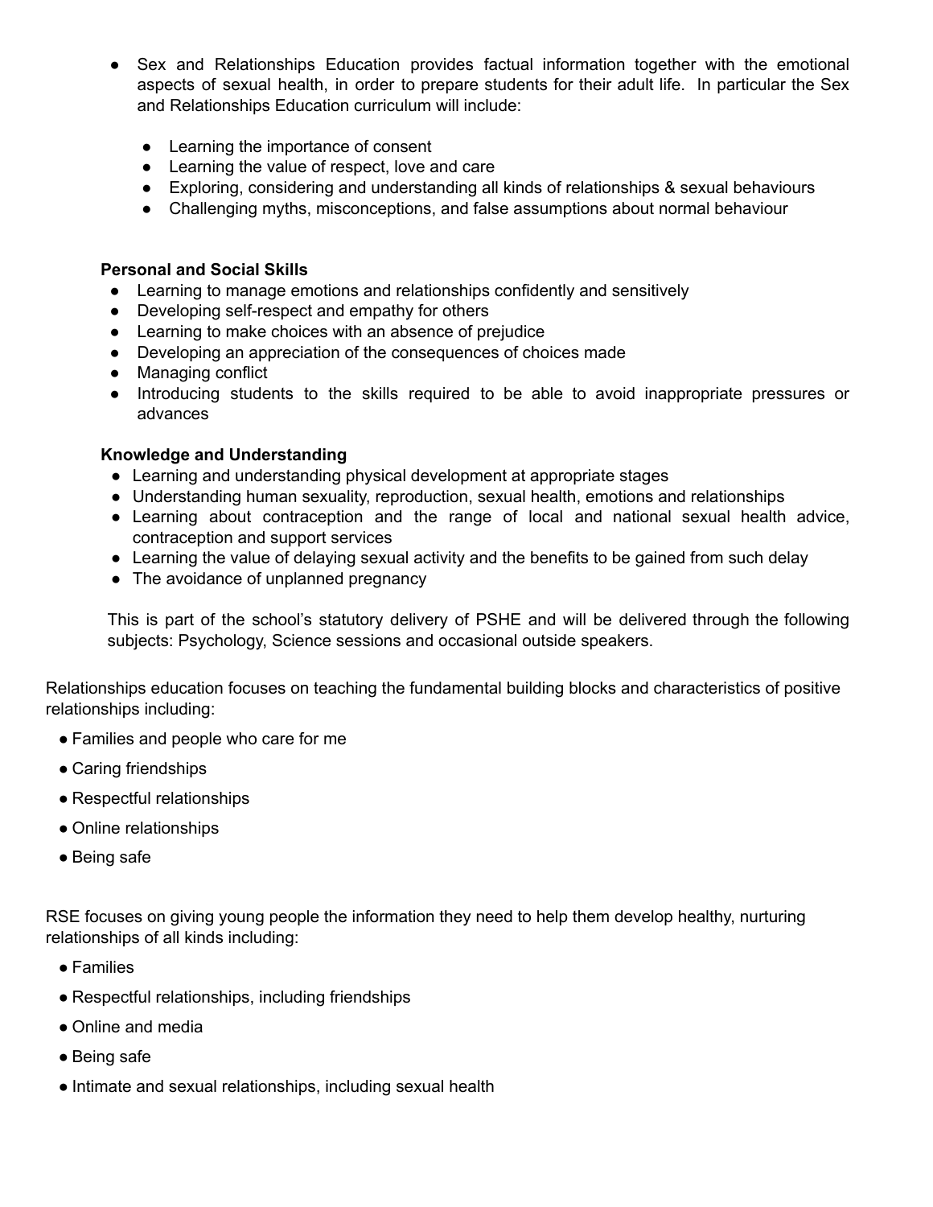- Sex and Relationships Education provides factual information together with the emotional aspects of sexual health, in order to prepare students for their adult life. In particular the Sex and Relationships Education curriculum will include:

    - Learning the importance of consent
    - Learning the value of respect, love and care
    - Exploring, considering and understanding all kinds of relationships & sexual behaviours
    - Challenging myths, misconceptions, and false assumptions about normal behaviour

**Personal and Social Skills**

- Learning to manage emotions and relationships confidently and sensitively
- Developing self-respect and empathy for others
- Learning to make choices with an absence of prejudice
- Developing an appreciation of the consequences of choices made
- Managing conflict
- Introducing students to the skills required to be able to avoid inappropriate pressures or advances

**Knowledge and Understanding**

- Learning and understanding physical development at appropriate stages
- Understanding human sexuality, reproduction, sexual health, emotions and relationships
- Learning about contraception and the range of local and national sexual health advice, contraception and support services
- Learning the value of delaying sexual activity and the benefits to be gained from such delay
- The avoidance of unplanned pregnancy

This is part of the school's statutory delivery of PSHE and will be delivered through the following subjects: Psychology, Science sessions and occasional outside speakers.

Relationships education focuses on teaching the fundamental building blocks and characteristics of positive relationships including:

- Families and people who care for me
- Caring friendships
- Respectful relationships
- Online relationships
- Being safe

RSE focuses on giving young people the information they need to help them develop healthy, nurturing relationships of all kinds including:

- Families
- Respectful relationships, including friendships
- Online and media
- Being safe
- Intimate and sexual relationships, including sexual health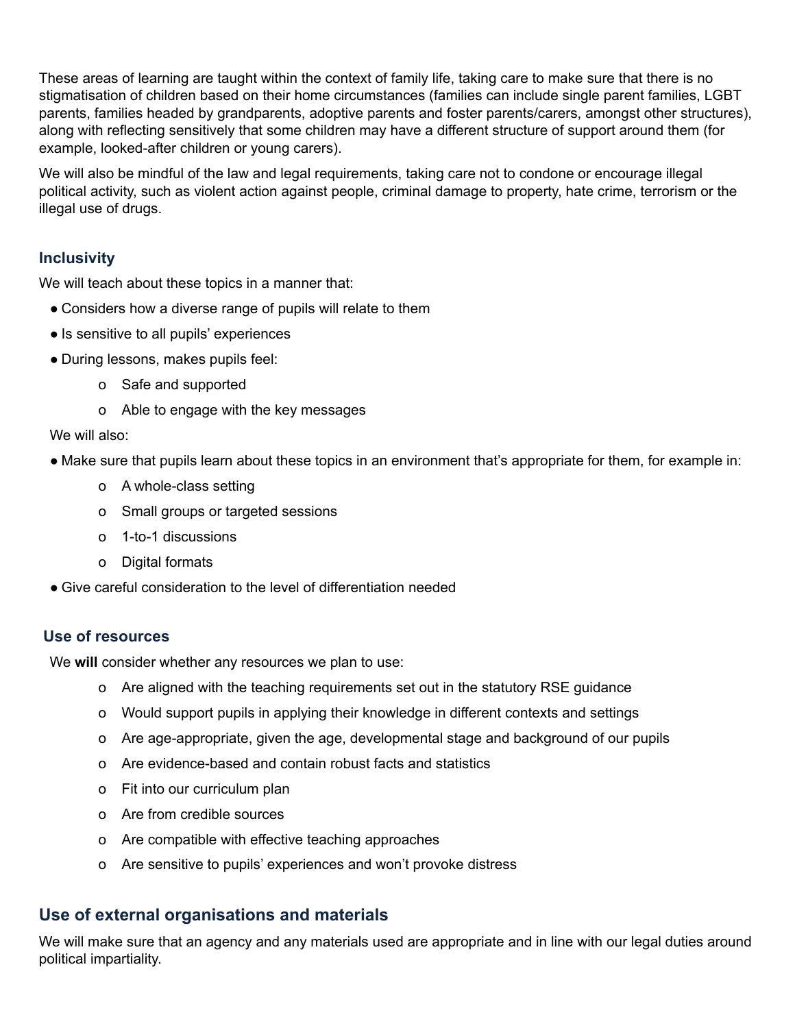These areas of learning are taught within the context of family life, taking care to make sure that there is no stigmatisation of children based on their home circumstances (families can include single parent families, LGBT parents, families headed by grandparents, adoptive parents and foster parents/carers, amongst other structures), along with reflecting sensitively that some children may have a different structure of support around them (for example, looked-after children or young carers).

We will also be mindful of the law and legal requirements, taking care not to condone or encourage illegal political activity, such as violent action against people, criminal damage to property, hate crime, terrorism or the illegal use of drugs.

### Inclusivity

We will teach about these topics in a manner that:

- Considers how a diverse range of pupils will relate to them
- Is sensitive to all pupils' experiences
- During lessons, makes pupils feel:
  - Safe and supported
  - Able to engage with the key messages

We will also:

- Make sure that pupils learn about these topics in an environment that's appropriate for them, for example in:
  - A whole-class setting
  - Small groups or targeted sessions
  - 1-to-1 discussions
  - Digital formats
- Give careful consideration to the level of differentiation needed

### Use of resources

We **will** consider whether any resources we plan to use:

- Are aligned with the teaching requirements set out in the statutory RSE guidance
- Would support pupils in applying their knowledge in different contexts and settings
- Are age-appropriate, given the age, developmental stage and background of our pupils
- Are evidence-based and contain robust facts and statistics
- Fit into our curriculum plan
- Are from credible sources
- Are compatible with effective teaching approaches
- Are sensitive to pupils' experiences and won't provoke distress

## Use of external organisations and materials

We will make sure that an agency and any materials used are appropriate and in line with our legal duties around political impartiality.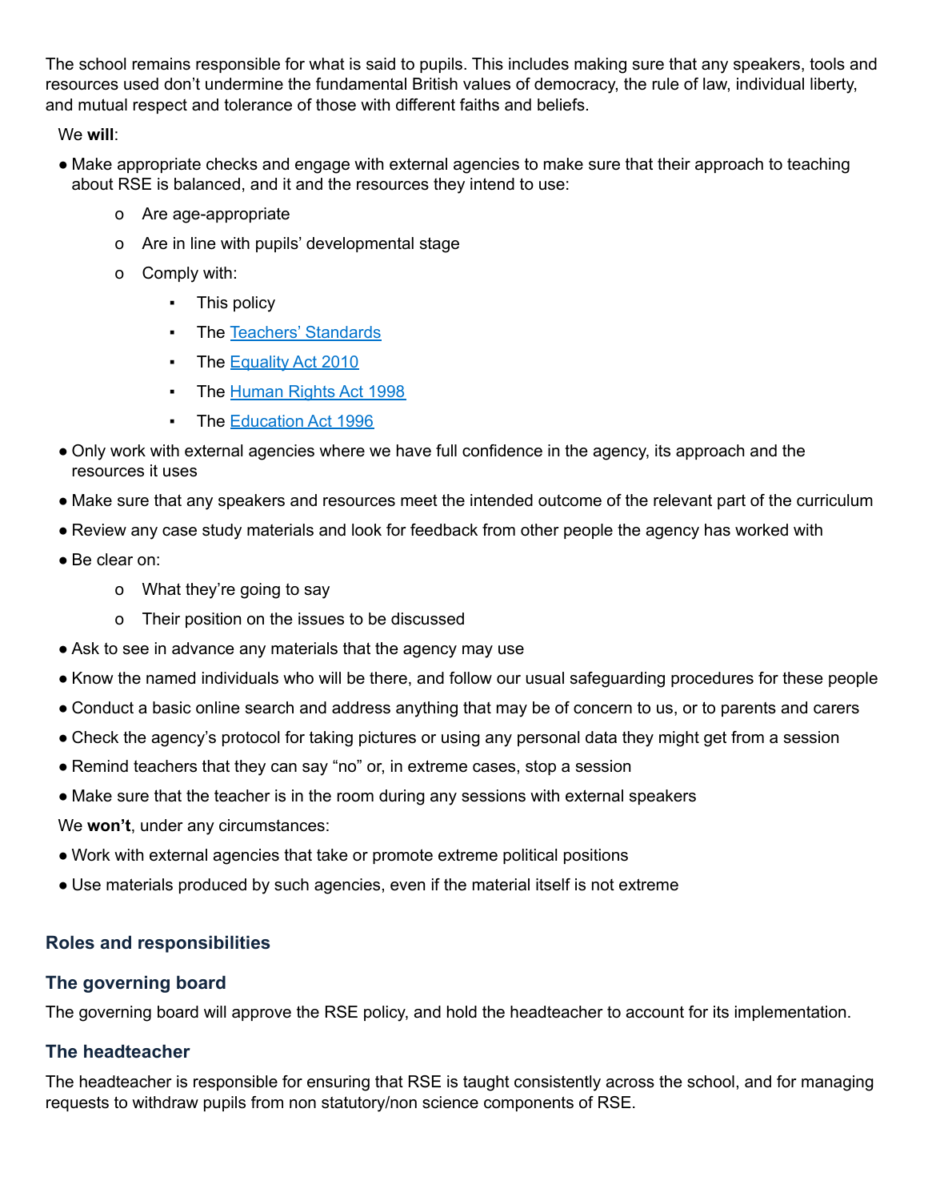The school remains responsible for what is said to pupils. This includes making sure that any speakers, tools and resources used don't undermine the fundamental British values of democracy, the rule of law, individual liberty, and mutual respect and tolerance of those with different faiths and beliefs.

We **will**:

- Make appropriate checks and engage with external agencies to make sure that their approach to teaching about RSE is balanced, and it and the resources they intend to use:
    - Are age-appropriate
    - Are in line with pupils' developmental stage
    - Comply with:
        - This policy
        - The [Teachers' Standards]
        - The [Equality Act 2010]
        - The [Human Rights Act 1998]
        - The [Education Act 1996]
- Only work with external agencies where we have full confidence in the agency, its approach and the resources it uses
- Make sure that any speakers and resources meet the intended outcome of the relevant part of the curriculum
- Review any case study materials and look for feedback from other people the agency has worked with
- Be clear on:
    - What they're going to say
    - Their position on the issues to be discussed
- Ask to see in advance any materials that the agency may use
- Know the named individuals who will be there, and follow our usual safeguarding procedures for these people
- Conduct a basic online search and address anything that may be of concern to us, or to parents and carers
- Check the agency's protocol for taking pictures or using any personal data they might get from a session
- Remind teachers that they can say "no" or, in extreme cases, stop a session
- Make sure that the teacher is in the room during any sessions with external speakers

We **won't**, under any circumstances:

- Work with external agencies that take or promote extreme political positions
- Use materials produced by such agencies, even if the material itself is not extreme

## Roles and responsibilities

### The governing board

The governing board will approve the RSE policy, and hold the headteacher to account for its implementation.

### The headteacher

The headteacher is responsible for ensuring that RSE is taught consistently across the school, and for managing requests to withdraw pupils from non statutory/non science components of RSE.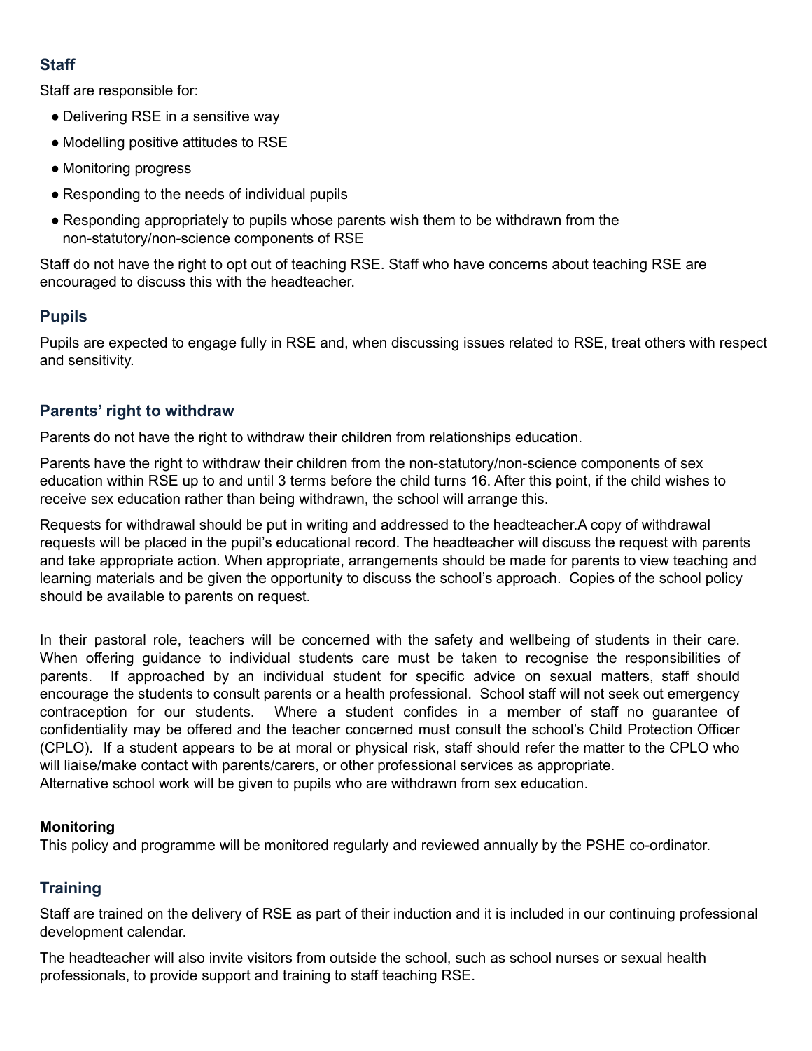## Staff

Staff are responsible for:

- Delivering RSE in a sensitive way
- Modelling positive attitudes to RSE
- Monitoring progress
- Responding to the needs of individual pupils
- Responding appropriately to pupils whose parents wish them to be withdrawn from the non-statutory/non-science components of RSE

Staff do not have the right to opt out of teaching RSE. Staff who have concerns about teaching RSE are encouraged to discuss this with the headteacher.

## Pupils

Pupils are expected to engage fully in RSE and, when discussing issues related to RSE, treat others with respect and sensitivity.

## Parents' right to withdraw

Parents do not have the right to withdraw their children from relationships education.

Parents have the right to withdraw their children from the non-statutory/non-science components of sex education within RSE up to and until 3 terms before the child turns 16. After this point, if the child wishes to receive sex education rather than being withdrawn, the school will arrange this.

Requests for withdrawal should be put in writing and addressed to the headteacher.A copy of withdrawal requests will be placed in the pupil's educational record. The headteacher will discuss the request with parents and take appropriate action. When appropriate, arrangements should be made for parents to view teaching and learning materials and be given the opportunity to discuss the school's approach. Copies of the school policy should be available to parents on request.

In their pastoral role, teachers will be concerned with the safety and wellbeing of students in their care. When offering guidance to individual students care must be taken to recognise the responsibilities of parents. If approached by an individual student for specific advice on sexual matters, staff should encourage the students to consult parents or a health professional. School staff will not seek out emergency contraception for our students. Where a student confides in a member of staff no guarantee of confidentiality may be offered and the teacher concerned must consult the school's Child Protection Officer (CPLO). If a student appears to be at moral or physical risk, staff should refer the matter to the CPLO who will liaise/make contact with parents/carers, or other professional services as appropriate.
Alternative school work will be given to pupils who are withdrawn from sex education.

**Monitoring**
This policy and programme will be monitored regularly and reviewed annually by the PSHE co-ordinator.

## Training

Staff are trained on the delivery of RSE as part of their induction and it is included in our continuing professional development calendar.

The headteacher will also invite visitors from outside the school, such as school nurses or sexual health professionals, to provide support and training to staff teaching RSE.